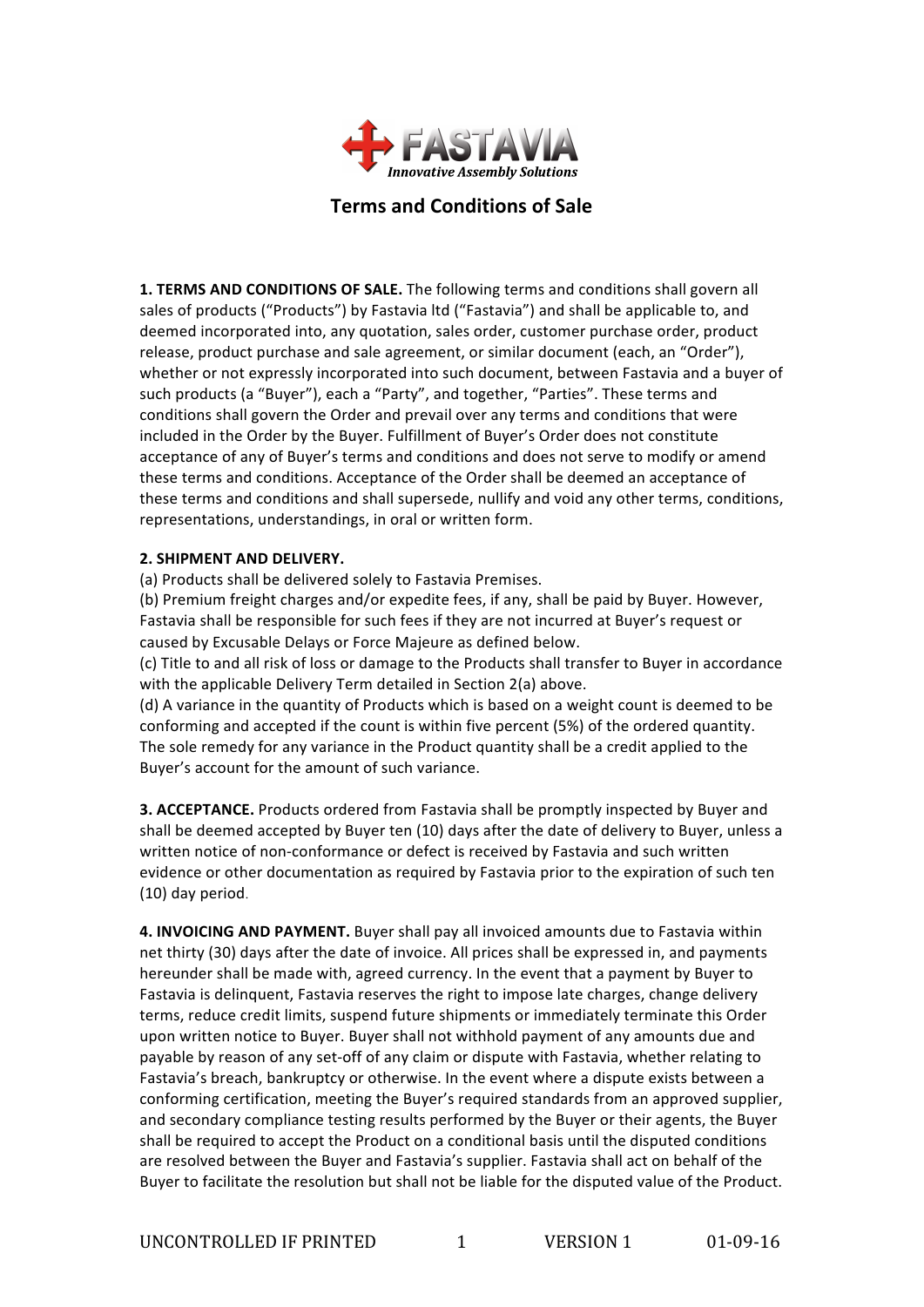# Terms and Conditions of Sale

**1. TERMS AND CONDITIONS OF SALE.** The following terms and conditions shall govern all sales of products ("Products") by Fastavia ltd ("Fastavia") and shall be applicable to, and deemed incorporated into, any quotation, sales order, customer purchase order, product release, product purchase and sale agreement, or similar document (each, an "Order"), whether or not expressly incorporated into such document, between Fastavia and a buyer of such products (a "Buyer"), each a "Party", and together, "Parties". These terms and conditions shall govern the Order and prevail over any terms and conditions that were included in the Order by the Buyer. Fulfillment of Buyer's Order does not constitute acceptance of any of Buyer's terms and conditions and does not serve to modify or amend these terms and conditions. Acceptance of the Order shall be deemed an acceptance of these terms and conditions and shall supersede, nullify and void any other terms, conditions, representations, understandings, in oral or written form.

**2. SHIPMENT AND DELIVERY.**

(a) Products shall be delivered solely to Fastavia Premises.

(b) Premium freight charges and/or expedite fees, if any, shall be paid by Buyer. However, Fastavia shall be responsible for such fees if they are not incurred at Buyer's request or caused by Excusable Delays or Force Majeure as defined below.

(c) Title to and all risk of loss or damage to the Products shall transfer to Buyer in accordance with the applicable Delivery Term detailed in Section 2(a) above.

(d) A variance in the quantity of Products which is based on a weight count is deemed to be conforming and accepted if the count is within five percent (5%) of the ordered quantity. The sole remedy for any variance in the Product quantity shall be a credit applied to the Buyer's account for the amount of such variance.

**3. ACCEPTANCE.** Products ordered from Fastavia shall be promptly inspected by Buyer and shall be deemed accepted by Buyer ten (10) days after the date of delivery to Buyer, unless a written notice of non-conformance or defect is received by Fastavia and such written evidence or other documentation as required by Fastavia prior to the expiration of such ten (10) day period.

**4. INVOICING AND PAYMENT.** Buyer shall pay all invoiced amounts due to Fastavia within net thirty (30) days after the date of invoice. All prices shall be expressed in, and payments hereunder shall be made with, agreed currency. In the event that a payment by Buyer to Fastavia is delinquent, Fastavia reserves the right to impose late charges, change delivery terms, reduce credit limits, suspend future shipments or immediately terminate this Order upon written notice to Buyer. Buyer shall not withhold payment of any amounts due and payable by reason of any set-off of any claim or dispute with Fastavia, whether relating to Fastavia's breach, bankruptcy or otherwise. In the event where a dispute exists between a conforming certification, meeting the Buyer's required standards from an approved supplier, and secondary compliance testing results performed by the Buyer or their agents, the Buyer shall be required to accept the Product on a conditional basis until the disputed conditions are resolved between the Buyer and Fastavia's supplier. Fastavia shall act on behalf of the Buyer to facilitate the resolution but shall not be liable for the disputed value of the Product.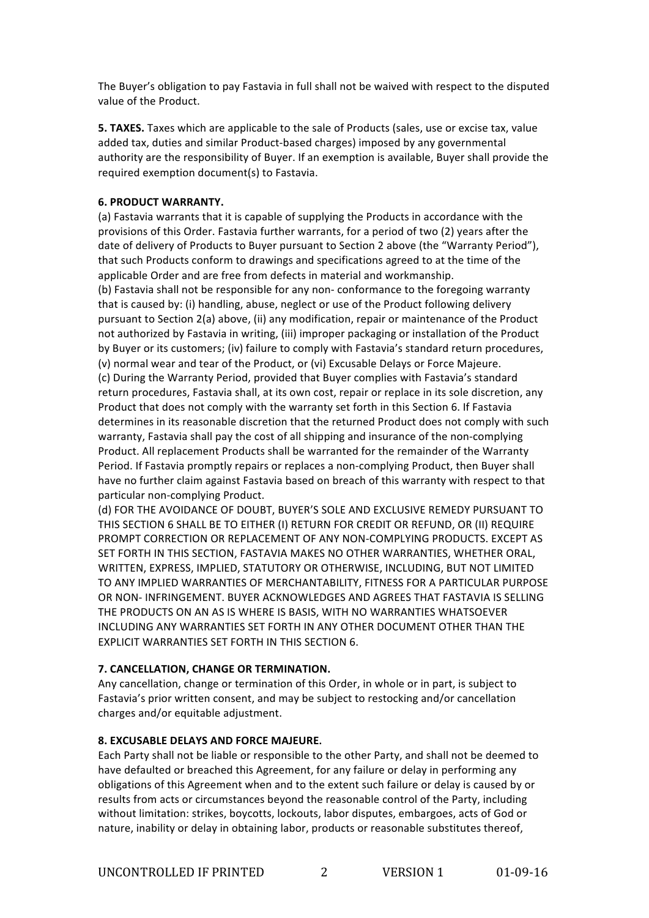The Buyer's obligation to pay Fastavia in full shall not be waived with respect to the disputed value of the Product.

**5. TAXES.** Taxes which are applicable to the sale of Products (sales, use or excise tax, value added tax, duties and similar Product-based charges) imposed by any governmental authority are the responsibility of Buyer. If an exemption is available, Buyer shall provide the required exemption document(s) to Fastavia.

**6. PRODUCT WARRANTY.**

(a) Fastavia warrants that it is capable of supplying the Products in accordance with the provisions of this Order. Fastavia further warrants, for a period of two (2) years after the date of delivery of Products to Buyer pursuant to Section 2 above (the "Warranty Period"), that such Products conform to drawings and specifications agreed to at the time of the applicable Order and are free from defects in material and workmanship.

(b) Fastavia shall not be responsible for any non- conformance to the foregoing warranty that is caused by: (i) handling, abuse, neglect or use of the Product following delivery pursuant to Section 2(a) above, (ii) any modification, repair or maintenance of the Product not authorized by Fastavia in writing, (iii) improper packaging or installation of the Product by Buyer or its customers; (iv) failure to comply with Fastavia's standard return procedures, (v) normal wear and tear of the Product, or (vi) Excusable Delays or Force Majeure.

(c) During the Warranty Period, provided that Buyer complies with Fastavia's standard return procedures, Fastavia shall, at its own cost, repair or replace in its sole discretion, any Product that does not comply with the warranty set forth in this Section 6. If Fastavia determines in its reasonable discretion that the returned Product does not comply with such warranty, Fastavia shall pay the cost of all shipping and insurance of the non-complying Product. All replacement Products shall be warranted for the remainder of the Warranty Period. If Fastavia promptly repairs or replaces a non-complying Product, then Buyer shall have no further claim against Fastavia based on breach of this warranty with respect to that particular non-complying Product.

(d) FOR THE AVOIDANCE OF DOUBT, BUYER'S SOLE AND EXCLUSIVE REMEDY PURSUANT TO THIS SECTION 6 SHALL BE TO EITHER (I) RETURN FOR CREDIT OR REFUND, OR (II) REQUIRE PROMPT CORRECTION OR REPLACEMENT OF ANY NON-COMPLYING PRODUCTS. EXCEPT AS SET FORTH IN THIS SECTION, FASTAVIA MAKES NO OTHER WARRANTIES, WHETHER ORAL, WRITTEN, EXPRESS, IMPLIED, STATUTORY OR OTHERWISE, INCLUDING, BUT NOT LIMITED TO ANY IMPLIED WARRANTIES OF MERCHANTABILITY, FITNESS FOR A PARTICULAR PURPOSE OR NON- INFRINGEMENT. BUYER ACKNOWLEDGES AND AGREES THAT FASTAVIA IS SELLING THE PRODUCTS ON AN AS IS WHERE IS BASIS, WITH NO WARRANTIES WHATSOEVER INCLUDING ANY WARRANTIES SET FORTH IN ANY OTHER DOCUMENT OTHER THAN THE EXPLICIT WARRANTIES SET FORTH IN THIS SECTION 6.

**7. CANCELLATION, CHANGE OR TERMINATION.**

Any cancellation, change or termination of this Order, in whole or in part, is subject to Fastavia's prior written consent, and may be subject to restocking and/or cancellation charges and/or equitable adjustment.

**8. EXCUSABLE DELAYS AND FORCE MAJEURE.**

Each Party shall not be liable or responsible to the other Party, and shall not be deemed to have defaulted or breached this Agreement, for any failure or delay in performing any obligations of this Agreement when and to the extent such failure or delay is caused by or results from acts or circumstances beyond the reasonable control of the Party, including without limitation: strikes, boycotts, lockouts, labor disputes, embargoes, acts of God or nature, inability or delay in obtaining labor, products or reasonable substitutes thereof,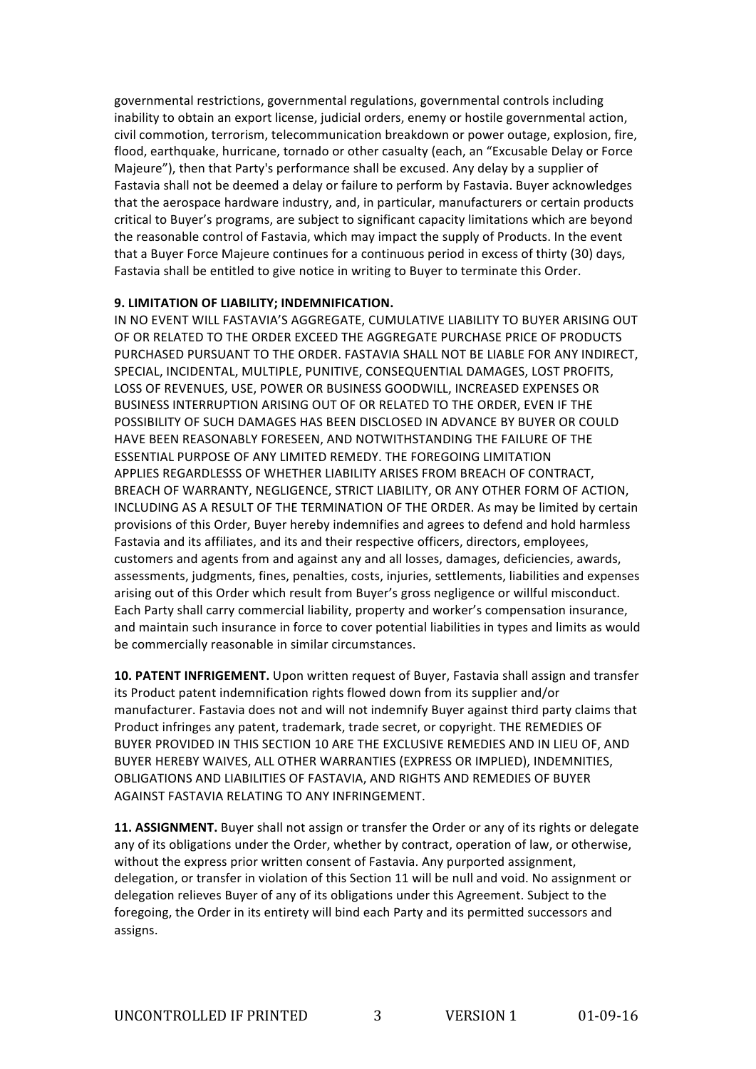governmental restrictions, governmental regulations, governmental controls including inability to obtain an export license, judicial orders, enemy or hostile governmental action, civil commotion, terrorism, telecommunication breakdown or power outage, explosion, fire, flood, earthquake, hurricane, tornado or other casualty (each, an "Excusable Delay or Force Majeure"), then that Party's performance shall be excused. Any delay by a supplier of Fastavia shall not be deemed a delay or failure to perform by Fastavia. Buyer acknowledges that the aerospace hardware industry, and, in particular, manufacturers or certain products critical to Buyer's programs, are subject to significant capacity limitations which are beyond the reasonable control of Fastavia, which may impact the supply of Products. In the event that a Buyer Force Majeure continues for a continuous period in excess of thirty (30) days, Fastavia shall be entitled to give notice in writing to Buyer to terminate this Order.

**9. LIMITATION OF LIABILITY; INDEMNIFICATION.**
IN NO EVENT WILL FASTAVIA'S AGGREGATE, CUMULATIVE LIABILITY TO BUYER ARISING OUT OF OR RELATED TO THE ORDER EXCEED THE AGGREGATE PURCHASE PRICE OF PRODUCTS PURCHASED PURSUANT TO THE ORDER. FASTAVIA SHALL NOT BE LIABLE FOR ANY INDIRECT, SPECIAL, INCIDENTAL, MULTIPLE, PUNITIVE, CONSEQUENTIAL DAMAGES, LOST PROFITS, LOSS OF REVENUES, USE, POWER OR BUSINESS GOODWILL, INCREASED EXPENSES OR BUSINESS INTERRUPTION ARISING OUT OF OR RELATED TO THE ORDER, EVEN IF THE POSSIBILITY OF SUCH DAMAGES HAS BEEN DISCLOSED IN ADVANCE BY BUYER OR COULD HAVE BEEN REASONABLY FORESEEN, AND NOTWITHSTANDING THE FAILURE OF THE ESSENTIAL PURPOSE OF ANY LIMITED REMEDY. THE FOREGOING LIMITATION APPLIES REGARDLESSS OF WHETHER LIABILITY ARISES FROM BREACH OF CONTRACT, BREACH OF WARRANTY, NEGLIGENCE, STRICT LIABILITY, OR ANY OTHER FORM OF ACTION, INCLUDING AS A RESULT OF THE TERMINATION OF THE ORDER. As may be limited by certain provisions of this Order, Buyer hereby indemnifies and agrees to defend and hold harmless Fastavia and its affiliates, and its and their respective officers, directors, employees, customers and agents from and against any and all losses, damages, deficiencies, awards, assessments, judgments, fines, penalties, costs, injuries, settlements, liabilities and expenses arising out of this Order which result from Buyer's gross negligence or willful misconduct. Each Party shall carry commercial liability, property and worker's compensation insurance, and maintain such insurance in force to cover potential liabilities in types and limits as would be commercially reasonable in similar circumstances.

**10. PATENT INFRIGEMENT.** Upon written request of Buyer, Fastavia shall assign and transfer its Product patent indemnification rights flowed down from its supplier and/or manufacturer. Fastavia does not and will not indemnify Buyer against third party claims that Product infringes any patent, trademark, trade secret, or copyright. THE REMEDIES OF BUYER PROVIDED IN THIS SECTION 10 ARE THE EXCLUSIVE REMEDIES AND IN LIEU OF, AND BUYER HEREBY WAIVES, ALL OTHER WARRANTIES (EXPRESS OR IMPLIED), INDEMNITIES, OBLIGATIONS AND LIABILITIES OF FASTAVIA, AND RIGHTS AND REMEDIES OF BUYER AGAINST FASTAVIA RELATING TO ANY INFRINGEMENT.

**11. ASSIGNMENT.** Buyer shall not assign or transfer the Order or any of its rights or delegate any of its obligations under the Order, whether by contract, operation of law, or otherwise, without the express prior written consent of Fastavia. Any purported assignment, delegation, or transfer in violation of this Section 11 will be null and void. No assignment or delegation relieves Buyer of any of its obligations under this Agreement. Subject to the foregoing, the Order in its entirety will bind each Party and its permitted successors and assigns.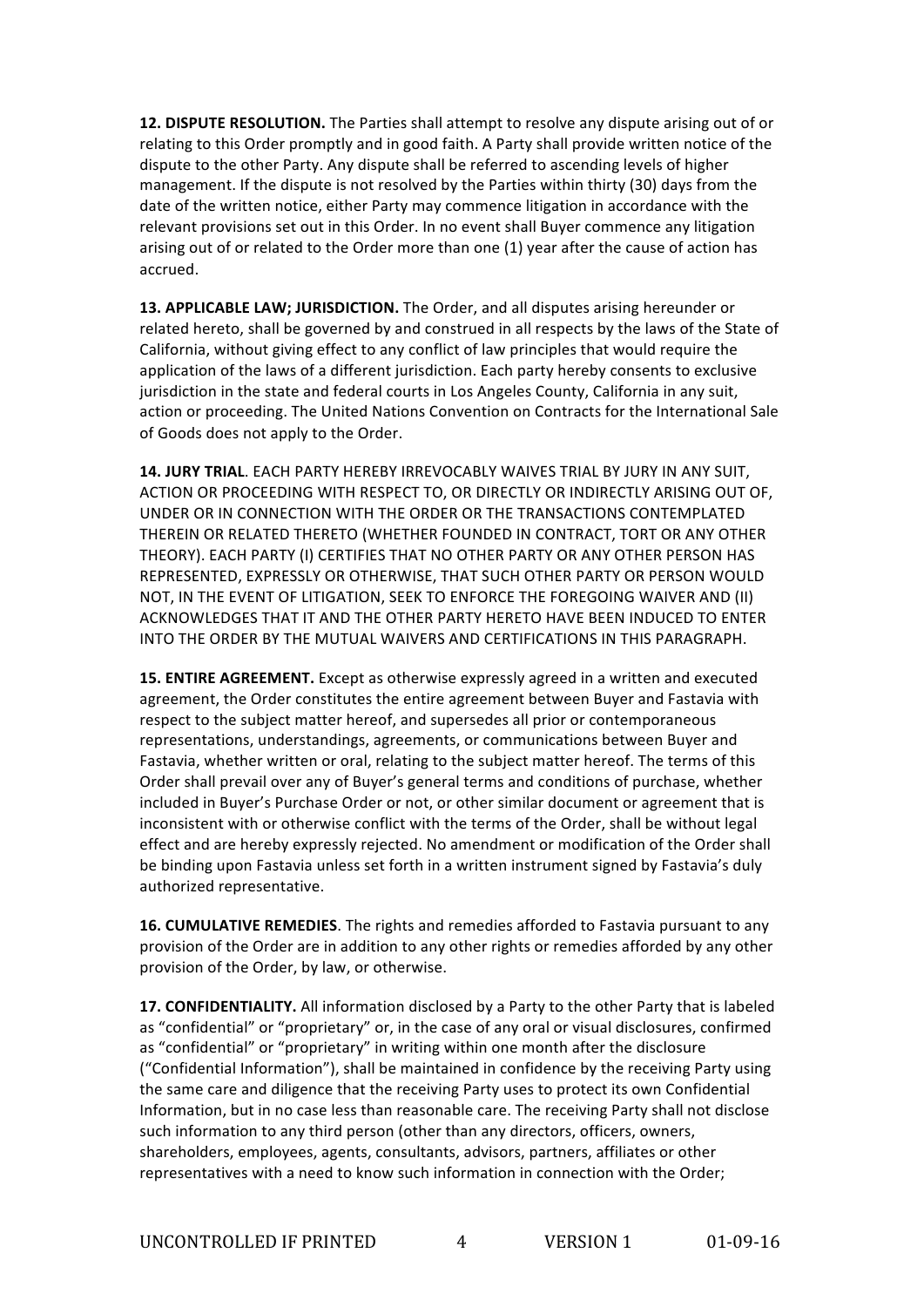**12. DISPUTE RESOLUTION.** The Parties shall attempt to resolve any dispute arising out of or relating to this Order promptly and in good faith. A Party shall provide written notice of the dispute to the other Party. Any dispute shall be referred to ascending levels of higher management. If the dispute is not resolved by the Parties within thirty (30) days from the date of the written notice, either Party may commence litigation in accordance with the relevant provisions set out in this Order. In no event shall Buyer commence any litigation arising out of or related to the Order more than one (1) year after the cause of action has accrued.

**13. APPLICABLE LAW; JURISDICTION.** The Order, and all disputes arising hereunder or related hereto, shall be governed by and construed in all respects by the laws of the State of California, without giving effect to any conflict of law principles that would require the application of the laws of a different jurisdiction. Each party hereby consents to exclusive jurisdiction in the state and federal courts in Los Angeles County, California in any suit, action or proceeding. The United Nations Convention on Contracts for the International Sale of Goods does not apply to the Order.

**14. JURY TRIAL**. EACH PARTY HEREBY IRREVOCABLY WAIVES TRIAL BY JURY IN ANY SUIT, ACTION OR PROCEEDING WITH RESPECT TO, OR DIRECTLY OR INDIRECTLY ARISING OUT OF, UNDER OR IN CONNECTION WITH THE ORDER OR THE TRANSACTIONS CONTEMPLATED THEREIN OR RELATED THERETO (WHETHER FOUNDED IN CONTRACT, TORT OR ANY OTHER THEORY). EACH PARTY (I) CERTIFIES THAT NO OTHER PARTY OR ANY OTHER PERSON HAS REPRESENTED, EXPRESSLY OR OTHERWISE, THAT SUCH OTHER PARTY OR PERSON WOULD NOT, IN THE EVENT OF LITIGATION, SEEK TO ENFORCE THE FOREGOING WAIVER AND (II) ACKNOWLEDGES THAT IT AND THE OTHER PARTY HERETO HAVE BEEN INDUCED TO ENTER INTO THE ORDER BY THE MUTUAL WAIVERS AND CERTIFICATIONS IN THIS PARAGRAPH.

**15. ENTIRE AGREEMENT.** Except as otherwise expressly agreed in a written and executed agreement, the Order constitutes the entire agreement between Buyer and Fastavia with respect to the subject matter hereof, and supersedes all prior or contemporaneous representations, understandings, agreements, or communications between Buyer and Fastavia, whether written or oral, relating to the subject matter hereof. The terms of this Order shall prevail over any of Buyer's general terms and conditions of purchase, whether included in Buyer's Purchase Order or not, or other similar document or agreement that is inconsistent with or otherwise conflict with the terms of the Order, shall be without legal effect and are hereby expressly rejected. No amendment or modification of the Order shall be binding upon Fastavia unless set forth in a written instrument signed by Fastavia's duly authorized representative.

**16. CUMULATIVE REMEDIES**. The rights and remedies afforded to Fastavia pursuant to any provision of the Order are in addition to any other rights or remedies afforded by any other provision of the Order, by law, or otherwise.

**17. CONFIDENTIALITY.** All information disclosed by a Party to the other Party that is labeled as "confidential" or "proprietary" or, in the case of any oral or visual disclosures, confirmed as "confidential" or "proprietary" in writing within one month after the disclosure ("Confidential Information"), shall be maintained in confidence by the receiving Party using the same care and diligence that the receiving Party uses to protect its own Confidential Information, but in no case less than reasonable care. The receiving Party shall not disclose such information to any third person (other than any directors, officers, owners, shareholders, employees, agents, consultants, advisors, partners, affiliates or other representatives with a need to know such information in connection with the Order;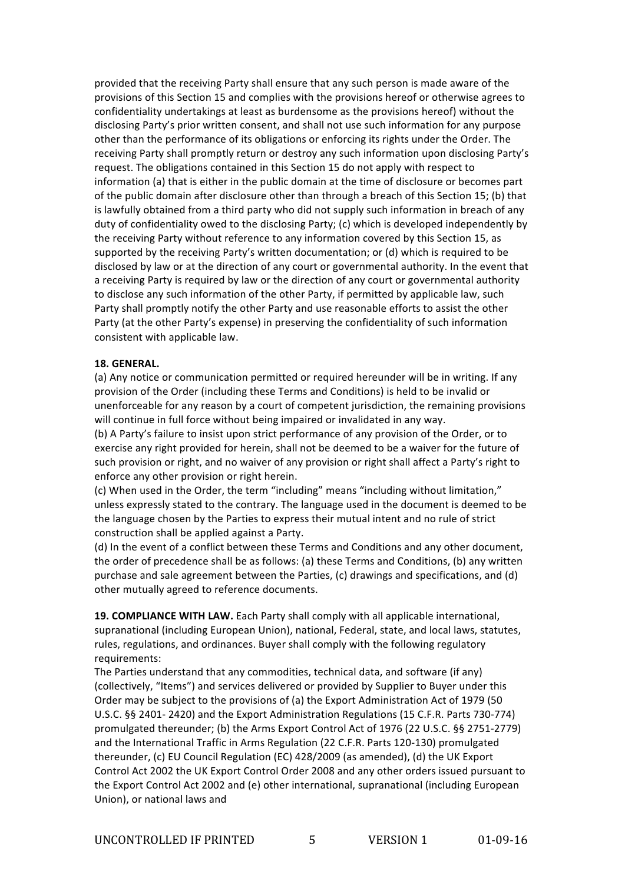provided that the receiving Party shall ensure that any such person is made aware of the provisions of this Section 15 and complies with the provisions hereof or otherwise agrees to confidentiality undertakings at least as burdensome as the provisions hereof) without the disclosing Party's prior written consent, and shall not use such information for any purpose other than the performance of its obligations or enforcing its rights under the Order. The receiving Party shall promptly return or destroy any such information upon disclosing Party's request. The obligations contained in this Section 15 do not apply with respect to information (a) that is either in the public domain at the time of disclosure or becomes part of the public domain after disclosure other than through a breach of this Section 15; (b) that is lawfully obtained from a third party who did not supply such information in breach of any duty of confidentiality owed to the disclosing Party; (c) which is developed independently by the receiving Party without reference to any information covered by this Section 15, as supported by the receiving Party's written documentation; or (d) which is required to be disclosed by law or at the direction of any court or governmental authority. In the event that a receiving Party is required by law or the direction of any court or governmental authority to disclose any such information of the other Party, if permitted by applicable law, such Party shall promptly notify the other Party and use reasonable efforts to assist the other Party (at the other Party's expense) in preserving the confidentiality of such information consistent with applicable law.

**18. GENERAL.**

(a) Any notice or communication permitted or required hereunder will be in writing. If any provision of the Order (including these Terms and Conditions) is held to be invalid or unenforceable for any reason by a court of competent jurisdiction, the remaining provisions will continue in full force without being impaired or invalidated in any way.

(b) A Party's failure to insist upon strict performance of any provision of the Order, or to exercise any right provided for herein, shall not be deemed to be a waiver for the future of such provision or right, and no waiver of any provision or right shall affect a Party's right to enforce any other provision or right herein.

(c) When used in the Order, the term "including" means "including without limitation," unless expressly stated to the contrary. The language used in the document is deemed to be the language chosen by the Parties to express their mutual intent and no rule of strict construction shall be applied against a Party.

(d) In the event of a conflict between these Terms and Conditions and any other document, the order of precedence shall be as follows: (a) these Terms and Conditions, (b) any written purchase and sale agreement between the Parties, (c) drawings and specifications, and (d) other mutually agreed to reference documents.

**19. COMPLIANCE WITH LAW.** Each Party shall comply with all applicable international, supranational (including European Union), national, Federal, state, and local laws, statutes, rules, regulations, and ordinances. Buyer shall comply with the following regulatory requirements:

The Parties understand that any commodities, technical data, and software (if any) (collectively, "Items") and services delivered or provided by Supplier to Buyer under this Order may be subject to the provisions of (a) the Export Administration Act of 1979 (50 U.S.C. §§ 2401- 2420) and the Export Administration Regulations (15 C.F.R. Parts 730-774) promulgated thereunder; (b) the Arms Export Control Act of 1976 (22 U.S.C. §§ 2751-2779) and the International Traffic in Arms Regulation (22 C.F.R. Parts 120-130) promulgated thereunder, (c) EU Council Regulation (EC) 428/2009 (as amended), (d) the UK Export Control Act 2002 the UK Export Control Order 2008 and any other orders issued pursuant to the Export Control Act 2002 and (e) other international, supranational (including European Union), or national laws and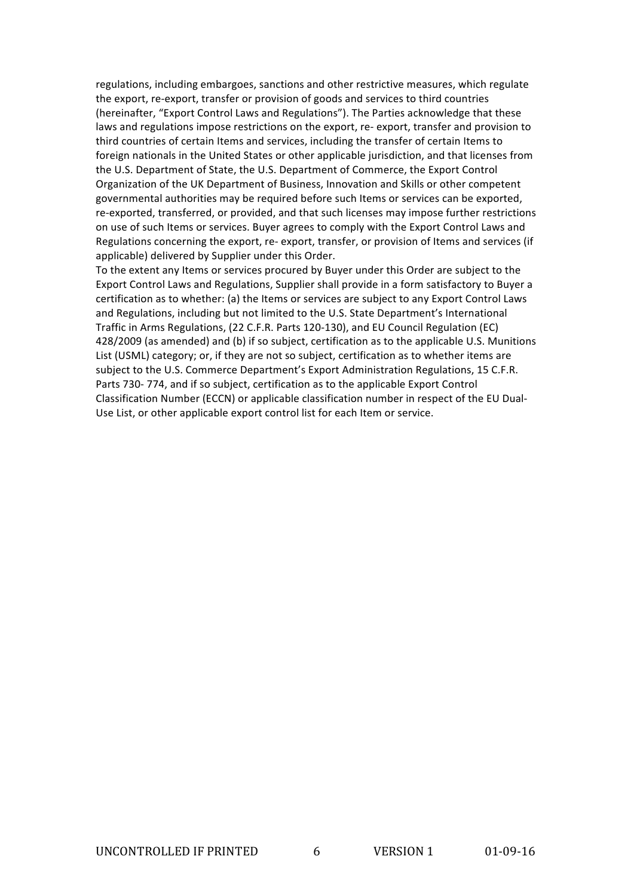regulations, including embargoes, sanctions and other restrictive measures, which regulate the export, re-export, transfer or provision of goods and services to third countries (hereinafter, "Export Control Laws and Regulations"). The Parties acknowledge that these laws and regulations impose restrictions on the export, re- export, transfer and provision to third countries of certain Items and services, including the transfer of certain Items to foreign nationals in the United States or other applicable jurisdiction, and that licenses from the U.S. Department of State, the U.S. Department of Commerce, the Export Control Organization of the UK Department of Business, Innovation and Skills or other competent governmental authorities may be required before such Items or services can be exported, re-exported, transferred, or provided, and that such licenses may impose further restrictions on use of such Items or services. Buyer agrees to comply with the Export Control Laws and Regulations concerning the export, re- export, transfer, or provision of Items and services (if applicable) delivered by Supplier under this Order.

To the extent any Items or services procured by Buyer under this Order are subject to the Export Control Laws and Regulations, Supplier shall provide in a form satisfactory to Buyer a certification as to whether: (a) the Items or services are subject to any Export Control Laws and Regulations, including but not limited to the U.S. State Department's International Traffic in Arms Regulations, (22 C.F.R. Parts 120-130), and EU Council Regulation (EC) 428/2009 (as amended) and (b) if so subject, certification as to the applicable U.S. Munitions List (USML) category; or, if they are not so subject, certification as to whether items are subject to the U.S. Commerce Department's Export Administration Regulations, 15 C.F.R. Parts 730- 774, and if so subject, certification as to the applicable Export Control Classification Number (ECCN) or applicable classification number in respect of the EU Dual-Use List, or other applicable export control list for each Item or service.